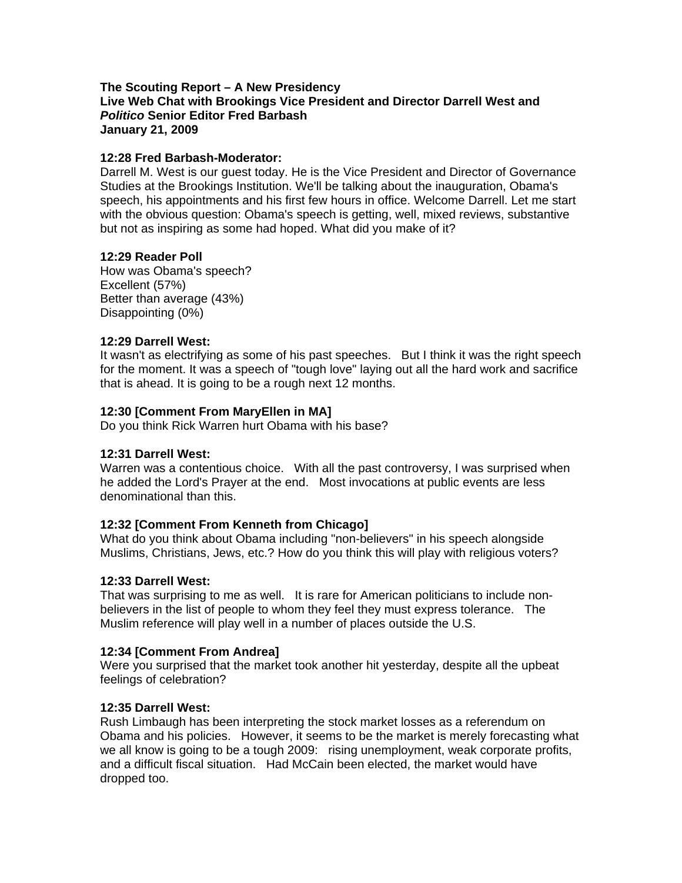**The Scouting Report – A New Presidency**
**Live Web Chat with Brookings Vice President and Director Darrell West and *Politico* Senior Editor Fred Barbash**
**January 21, 2009**

**12:28 Fred Barbash-Moderator:**
Darrell M. West is our guest today. He is the Vice President and Director of Governance Studies at the Brookings Institution. We'll be talking about the inauguration, Obama's speech, his appointments and his first few hours in office. Welcome Darrell. Let me start with the obvious question: Obama's speech is getting, well, mixed reviews, substantive but not as inspiring as some had hoped. What did you make of it?

**12:29 Reader Poll**
How was Obama's speech?
Excellent (57%)
Better than average (43%)
Disappointing (0%)

**12:29 Darrell West:**
It wasn't as electrifying as some of his past speeches. But I think it was the right speech for the moment. It was a speech of "tough love" laying out all the hard work and sacrifice that is ahead. It is going to be a rough next 12 months.

**12:30 [Comment From MaryEllen in MA]**
Do you think Rick Warren hurt Obama with his base?

**12:31 Darrell West:**
Warren was a contentious choice. With all the past controversy, I was surprised when he added the Lord's Prayer at the end. Most invocations at public events are less denominational than this.

**12:32 [Comment From Kenneth from Chicago]**
What do you think about Obama including "non-believers" in his speech alongside Muslims, Christians, Jews, etc.? How do you think this will play with religious voters?

**12:33 Darrell West:**
That was surprising to me as well. It is rare for American politicians to include non-believers in the list of people to whom they feel they must express tolerance. The Muslim reference will play well in a number of places outside the U.S.

**12:34 [Comment From Andrea]**
Were you surprised that the market took another hit yesterday, despite all the upbeat feelings of celebration?

**12:35 Darrell West:**
Rush Limbaugh has been interpreting the stock market losses as a referendum on Obama and his policies. However, it seems to be the market is merely forecasting what we all know is going to be a tough 2009: rising unemployment, weak corporate profits, and a difficult fiscal situation. Had McCain been elected, the market would have dropped too.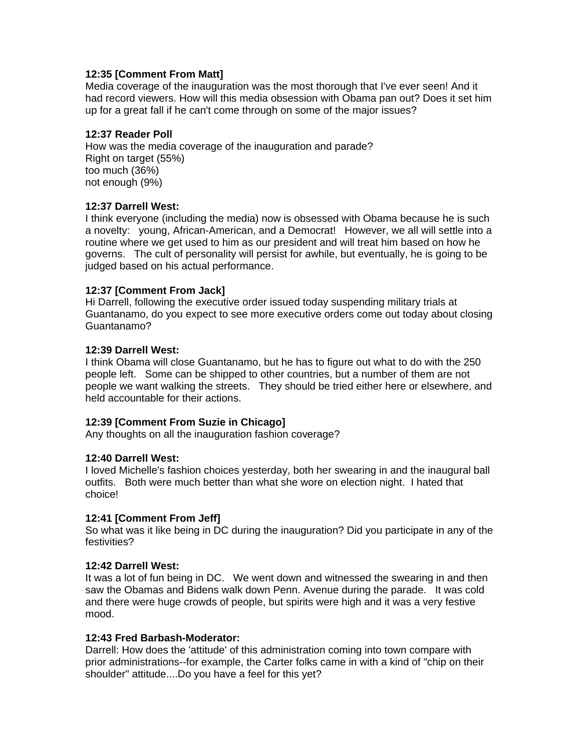**12:35 [Comment From Matt]**
Media coverage of the inauguration was the most thorough that I've ever seen! And it had record viewers. How will this media obsession with Obama pan out? Does it set him up for a great fall if he can't come through on some of the major issues?

**12:37 Reader Poll**
How was the media coverage of the inauguration and parade?
Right on target (55%)
too much (36%)
not enough (9%)

**12:37 Darrell West:**
I think everyone (including the media) now is obsessed with Obama because he is such a novelty: young, African-American, and a Democrat! However, we all will settle into a routine where we get used to him as our president and will treat him based on how he governs. The cult of personality will persist for awhile, but eventually, he is going to be judged based on his actual performance.

**12:37 [Comment From Jack]**
Hi Darrell, following the executive order issued today suspending military trials at Guantanamo, do you expect to see more executive orders come out today about closing Guantanamo?

**12:39 Darrell West:**
I think Obama will close Guantanamo, but he has to figure out what to do with the 250 people left. Some can be shipped to other countries, but a number of them are not people we want walking the streets. They should be tried either here or elsewhere, and held accountable for their actions.

**12:39 [Comment From Suzie in Chicago]**
Any thoughts on all the inauguration fashion coverage?

**12:40 Darrell West:**
I loved Michelle's fashion choices yesterday, both her swearing in and the inaugural ball outfits. Both were much better than what she wore on election night. I hated that choice!

**12:41 [Comment From Jeff]**
So what was it like being in DC during the inauguration? Did you participate in any of the festivities?

**12:42 Darrell West:**
It was a lot of fun being in DC. We went down and witnessed the swearing in and then saw the Obamas and Bidens walk down Penn. Avenue during the parade. It was cold and there were huge crowds of people, but spirits were high and it was a very festive mood.

**12:43 Fred Barbash-Moderator:**
Darrell: How does the 'attitude' of this administration coming into town compare with prior administrations--for example, the Carter folks came in with a kind of "chip on their shoulder" attitude....Do you have a feel for this yet?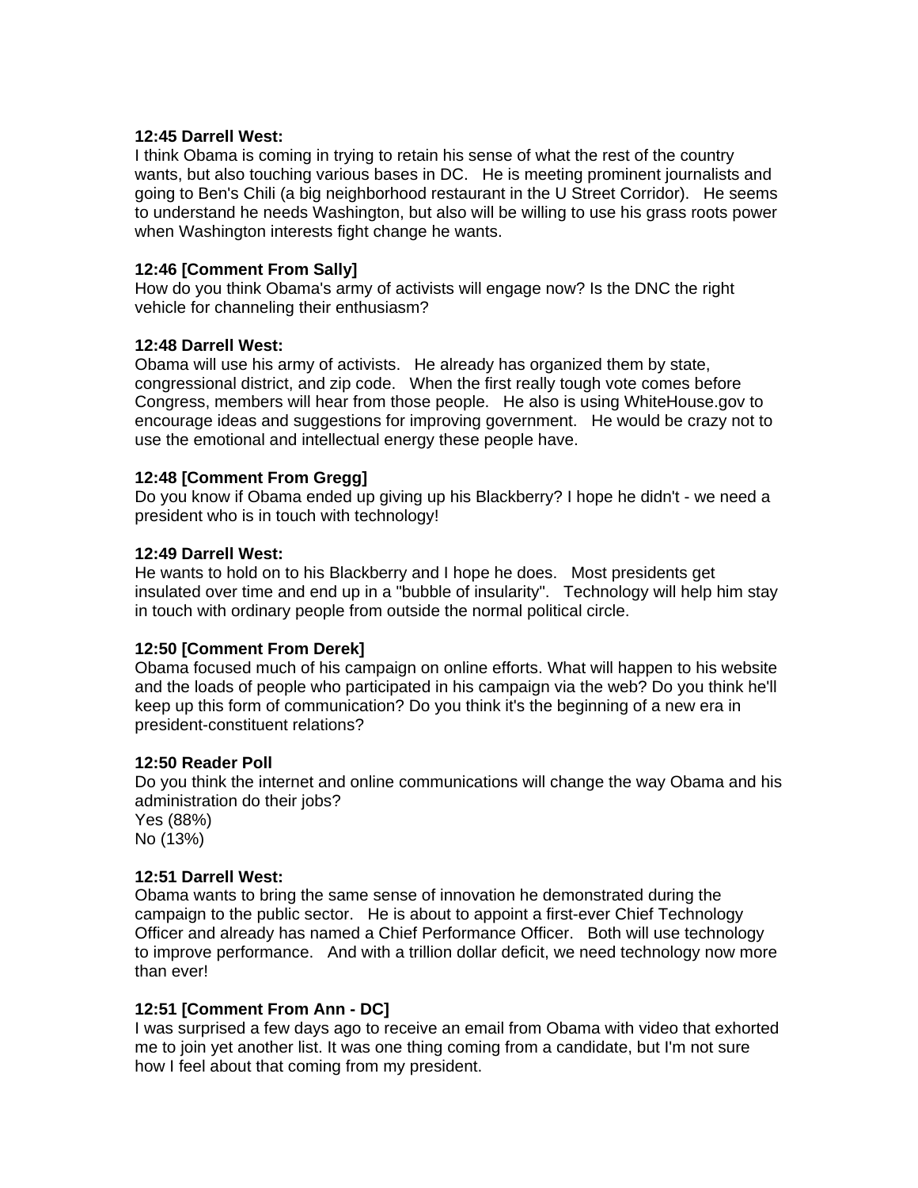**12:45 Darrell West:**
I think Obama is coming in trying to retain his sense of what the rest of the country wants, but also touching various bases in DC. He is meeting prominent journalists and going to Ben's Chili (a big neighborhood restaurant in the U Street Corridor). He seems to understand he needs Washington, but also will be willing to use his grass roots power when Washington interests fight change he wants.

**12:46 [Comment From Sally]**
How do you think Obama's army of activists will engage now? Is the DNC the right vehicle for channeling their enthusiasm?

**12:48 Darrell West:**
Obama will use his army of activists. He already has organized them by state, congressional district, and zip code. When the first really tough vote comes before Congress, members will hear from those people. He also is using WhiteHouse.gov to encourage ideas and suggestions for improving government. He would be crazy not to use the emotional and intellectual energy these people have.

**12:48 [Comment From Gregg]**
Do you know if Obama ended up giving up his Blackberry? I hope he didn't - we need a president who is in touch with technology!

**12:49 Darrell West:**
He wants to hold on to his Blackberry and I hope he does. Most presidents get insulated over time and end up in a "bubble of insularity". Technology will help him stay in touch with ordinary people from outside the normal political circle.

**12:50 [Comment From Derek]**
Obama focused much of his campaign on online efforts. What will happen to his website and the loads of people who participated in his campaign via the web? Do you think he'll keep up this form of communication? Do you think it's the beginning of a new era in president-constituent relations?

**12:50 Reader Poll**
Do you think the internet and online communications will change the way Obama and his administration do their jobs?
Yes (88%)
No (13%)

**12:51 Darrell West:**
Obama wants to bring the same sense of innovation he demonstrated during the campaign to the public sector. He is about to appoint a first-ever Chief Technology Officer and already has named a Chief Performance Officer. Both will use technology to improve performance. And with a trillion dollar deficit, we need technology now more than ever!

**12:51 [Comment From Ann - DC]**
I was surprised a few days ago to receive an email from Obama with video that exhorted me to join yet another list. It was one thing coming from a candidate, but I'm not sure how I feel about that coming from my president.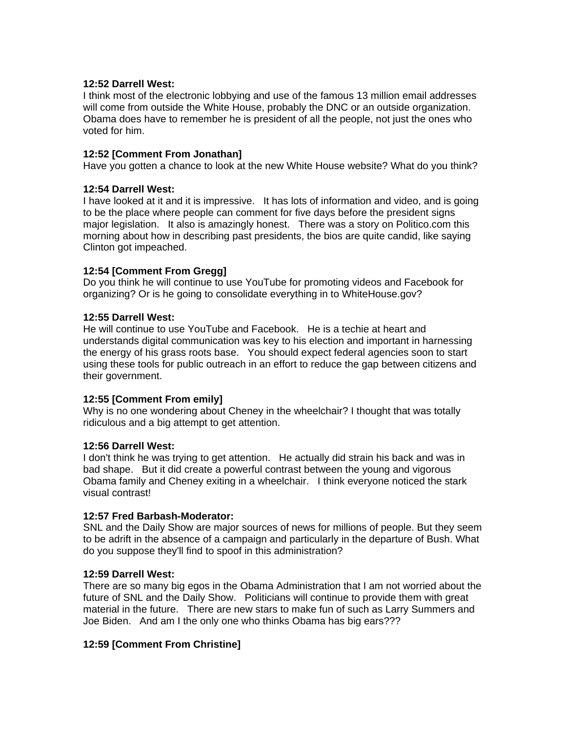**12:52 Darrell West:**
I think most of the electronic lobbying and use of the famous 13 million email addresses will come from outside the White House, probably the DNC or an outside organization. Obama does have to remember he is president of all the people, not just the ones who voted for him.

**12:52 [Comment From Jonathan]**
Have you gotten a chance to look at the new White House website? What do you think?

**12:54 Darrell West:**
I have looked at it and it is impressive. It has lots of information and video, and is going to be the place where people can comment for five days before the president signs major legislation. It also is amazingly honest. There was a story on Politico.com this morning about how in describing past presidents, the bios are quite candid, like saying Clinton got impeached.

**12:54 [Comment From Gregg]**
Do you think he will continue to use YouTube for promoting videos and Facebook for organizing? Or is he going to consolidate everything in to WhiteHouse.gov?

**12:55 Darrell West:**
He will continue to use YouTube and Facebook. He is a techie at heart and understands digital communication was key to his election and important in harnessing the energy of his grass roots base. You should expect federal agencies soon to start using these tools for public outreach in an effort to reduce the gap between citizens and their government.

**12:55 [Comment From emily]**
Why is no one wondering about Cheney in the wheelchair? I thought that was totally ridiculous and a big attempt to get attention.

**12:56 Darrell West:**
I don't think he was trying to get attention. He actually did strain his back and was in bad shape. But it did create a powerful contrast between the young and vigorous Obama family and Cheney exiting in a wheelchair. I think everyone noticed the stark visual contrast!

**12:57 Fred Barbash-Moderator:**
SNL and the Daily Show are major sources of news for millions of people. But they seem to be adrift in the absence of a campaign and particularly in the departure of Bush. What do you suppose they'll find to spoof in this administration?

**12:59 Darrell West:**
There are so many big egos in the Obama Administration that I am not worried about the future of SNL and the Daily Show. Politicians will continue to provide them with great material in the future. There are new stars to make fun of such as Larry Summers and Joe Biden. And am I the only one who thinks Obama has big ears???

**12:59 [Comment From Christine]**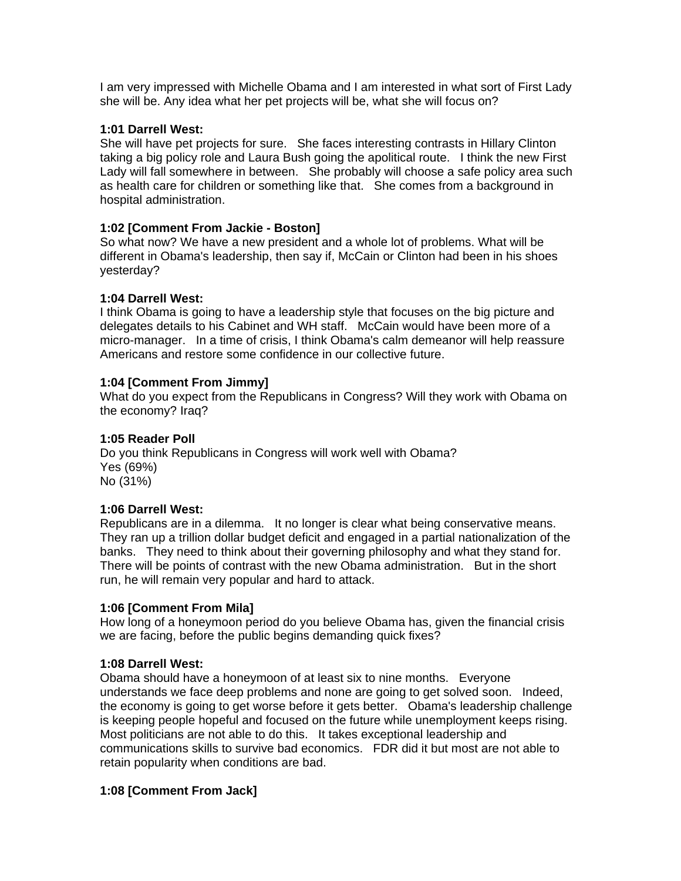I am very impressed with Michelle Obama and I am interested in what sort of First Lady she will be. Any idea what her pet projects will be, what she will focus on?

**1:01 Darrell West:**
She will have pet projects for sure. She faces interesting contrasts in Hillary Clinton taking a big policy role and Laura Bush going the apolitical route. I think the new First Lady will fall somewhere in between. She probably will choose a safe policy area such as health care for children or something like that. She comes from a background in hospital administration.

**1:02 [Comment From Jackie - Boston]**
So what now? We have a new president and a whole lot of problems. What will be different in Obama's leadership, then say if, McCain or Clinton had been in his shoes yesterday?

**1:04 Darrell West:**
I think Obama is going to have a leadership style that focuses on the big picture and delegates details to his Cabinet and WH staff. McCain would have been more of a micro-manager. In a time of crisis, I think Obama's calm demeanor will help reassure Americans and restore some confidence in our collective future.

**1:04 [Comment From Jimmy]**
What do you expect from the Republicans in Congress? Will they work with Obama on the economy? Iraq?

**1:05 Reader Poll**
Do you think Republicans in Congress will work well with Obama?
Yes (69%)
No (31%)

**1:06 Darrell West:**
Republicans are in a dilemma. It no longer is clear what being conservative means. They ran up a trillion dollar budget deficit and engaged in a partial nationalization of the banks. They need to think about their governing philosophy and what they stand for. There will be points of contrast with the new Obama administration. But in the short run, he will remain very popular and hard to attack.

**1:06 [Comment From Mila]**
How long of a honeymoon period do you believe Obama has, given the financial crisis we are facing, before the public begins demanding quick fixes?

**1:08 Darrell West:**
Obama should have a honeymoon of at least six to nine months. Everyone understands we face deep problems and none are going to get solved soon. Indeed, the economy is going to get worse before it gets better. Obama's leadership challenge is keeping people hopeful and focused on the future while unemployment keeps rising. Most politicians are not able to do this. It takes exceptional leadership and communications skills to survive bad economics. FDR did it but most are not able to retain popularity when conditions are bad.

**1:08 [Comment From Jack]**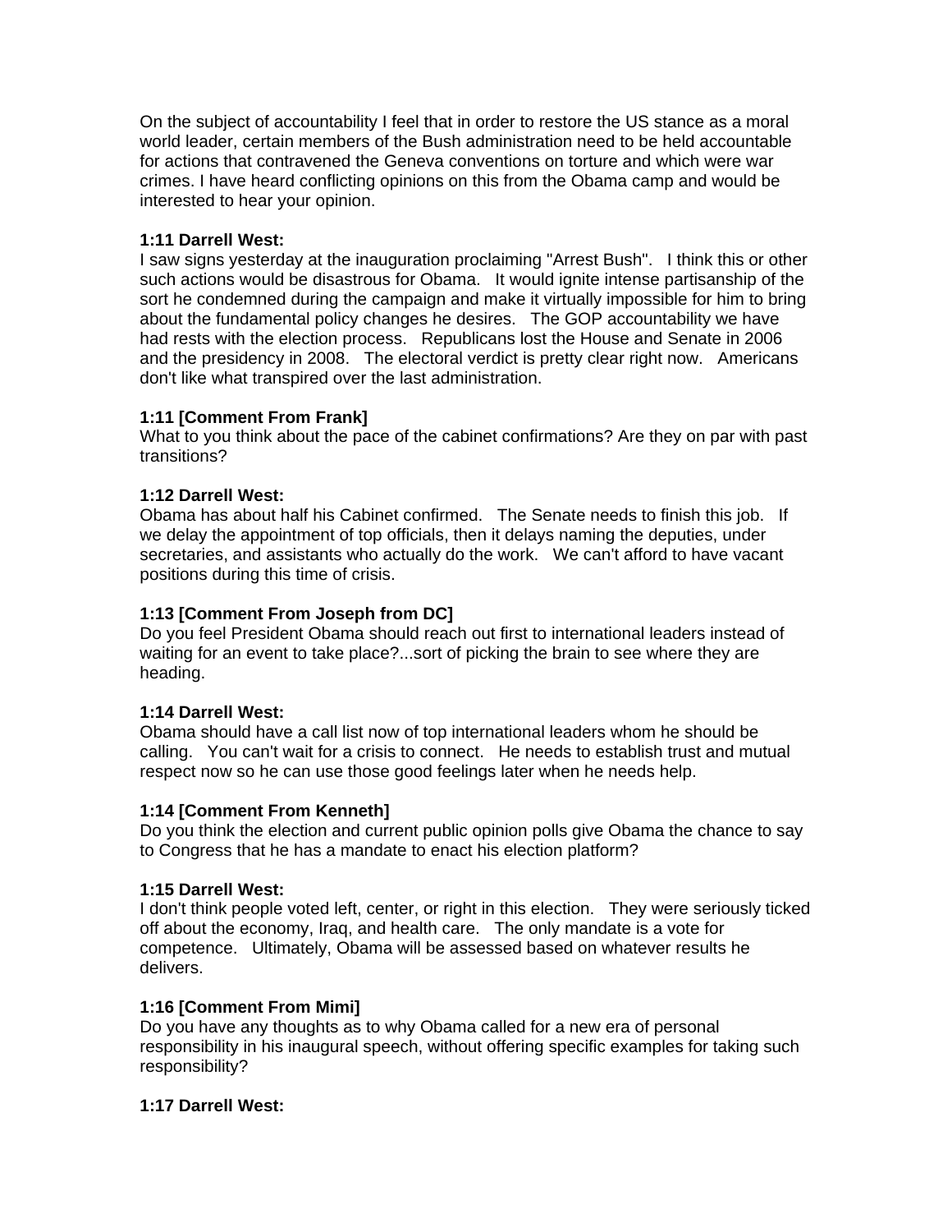On the subject of accountability I feel that in order to restore the US stance as a moral world leader, certain members of the Bush administration need to be held accountable for actions that contravened the Geneva conventions on torture and which were war crimes. I have heard conflicting opinions on this from the Obama camp and would be interested to hear your opinion.

**1:11 Darrell West:**
I saw signs yesterday at the inauguration proclaiming "Arrest Bush". I think this or other such actions would be disastrous for Obama. It would ignite intense partisanship of the sort he condemned during the campaign and make it virtually impossible for him to bring about the fundamental policy changes he desires. The GOP accountability we have had rests with the election process. Republicans lost the House and Senate in 2006 and the presidency in 2008. The electoral verdict is pretty clear right now. Americans don't like what transpired over the last administration.

**1:11 [Comment From Frank]**
What to you think about the pace of the cabinet confirmations? Are they on par with past transitions?

**1:12 Darrell West:**
Obama has about half his Cabinet confirmed. The Senate needs to finish this job. If we delay the appointment of top officials, then it delays naming the deputies, under secretaries, and assistants who actually do the work. We can't afford to have vacant positions during this time of crisis.

**1:13 [Comment From Joseph from DC]**
Do you feel President Obama should reach out first to international leaders instead of waiting for an event to take place?...sort of picking the brain to see where they are heading.

**1:14 Darrell West:**
Obama should have a call list now of top international leaders whom he should be calling. You can't wait for a crisis to connect. He needs to establish trust and mutual respect now so he can use those good feelings later when he needs help.

**1:14 [Comment From Kenneth]**
Do you think the election and current public opinion polls give Obama the chance to say to Congress that he has a mandate to enact his election platform?

**1:15 Darrell West:**
I don't think people voted left, center, or right in this election. They were seriously ticked off about the economy, Iraq, and health care. The only mandate is a vote for competence. Ultimately, Obama will be assessed based on whatever results he delivers.

**1:16 [Comment From Mimi]**
Do you have any thoughts as to why Obama called for a new era of personal responsibility in his inaugural speech, without offering specific examples for taking such responsibility?

**1:17 Darrell West:**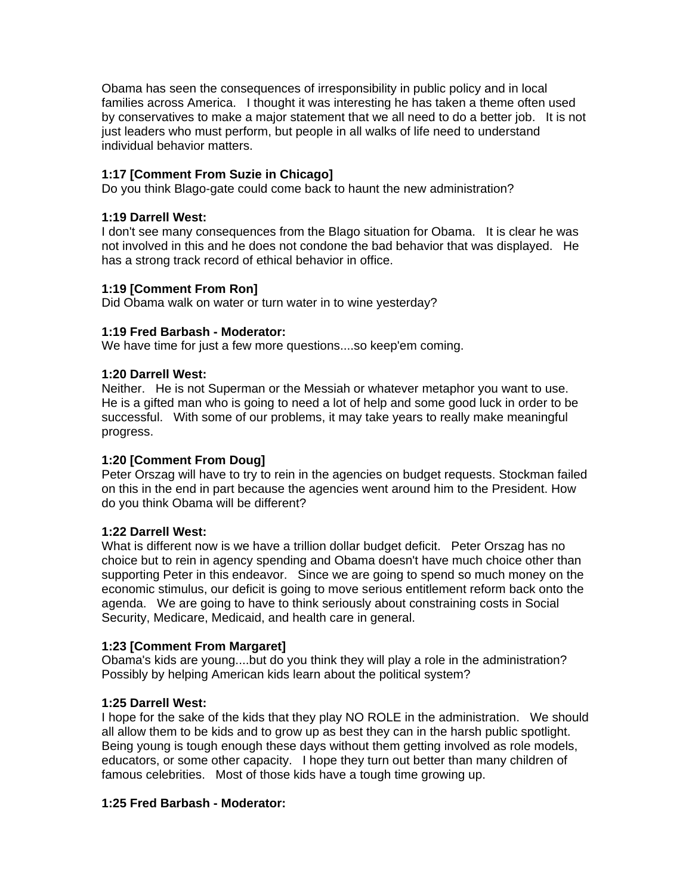Obama has seen the consequences of irresponsibility in public policy and in local families across America. I thought it was interesting he has taken a theme often used by conservatives to make a major statement that we all need to do a better job. It is not just leaders who must perform, but people in all walks of life need to understand individual behavior matters.

**1:17 [Comment From Suzie in Chicago]**
Do you think Blago-gate could come back to haunt the new administration?

**1:19 Darrell West:**
I don't see many consequences from the Blago situation for Obama. It is clear he was not involved in this and he does not condone the bad behavior that was displayed. He has a strong track record of ethical behavior in office.

**1:19 [Comment From Ron]**
Did Obama walk on water or turn water in to wine yesterday?

**1:19 Fred Barbash - Moderator:**
We have time for just a few more questions....so keep'em coming.

**1:20 Darrell West:**
Neither. He is not Superman or the Messiah or whatever metaphor you want to use. He is a gifted man who is going to need a lot of help and some good luck in order to be successful. With some of our problems, it may take years to really make meaningful progress.

**1:20 [Comment From Doug]**
Peter Orszag will have to try to rein in the agencies on budget requests. Stockman failed on this in the end in part because the agencies went around him to the President. How do you think Obama will be different?

**1:22 Darrell West:**
What is different now is we have a trillion dollar budget deficit. Peter Orszag has no choice but to rein in agency spending and Obama doesn't have much choice other than supporting Peter in this endeavor. Since we are going to spend so much money on the economic stimulus, our deficit is going to move serious entitlement reform back onto the agenda. We are going to have to think seriously about constraining costs in Social Security, Medicare, Medicaid, and health care in general.

**1:23 [Comment From Margaret]**
Obama's kids are young....but do you think they will play a role in the administration? Possibly by helping American kids learn about the political system?

**1:25 Darrell West:**
I hope for the sake of the kids that they play NO ROLE in the administration. We should all allow them to be kids and to grow up as best they can in the harsh public spotlight. Being young is tough enough these days without them getting involved as role models, educators, or some other capacity. I hope they turn out better than many children of famous celebrities. Most of those kids have a tough time growing up.

**1:25 Fred Barbash - Moderator:**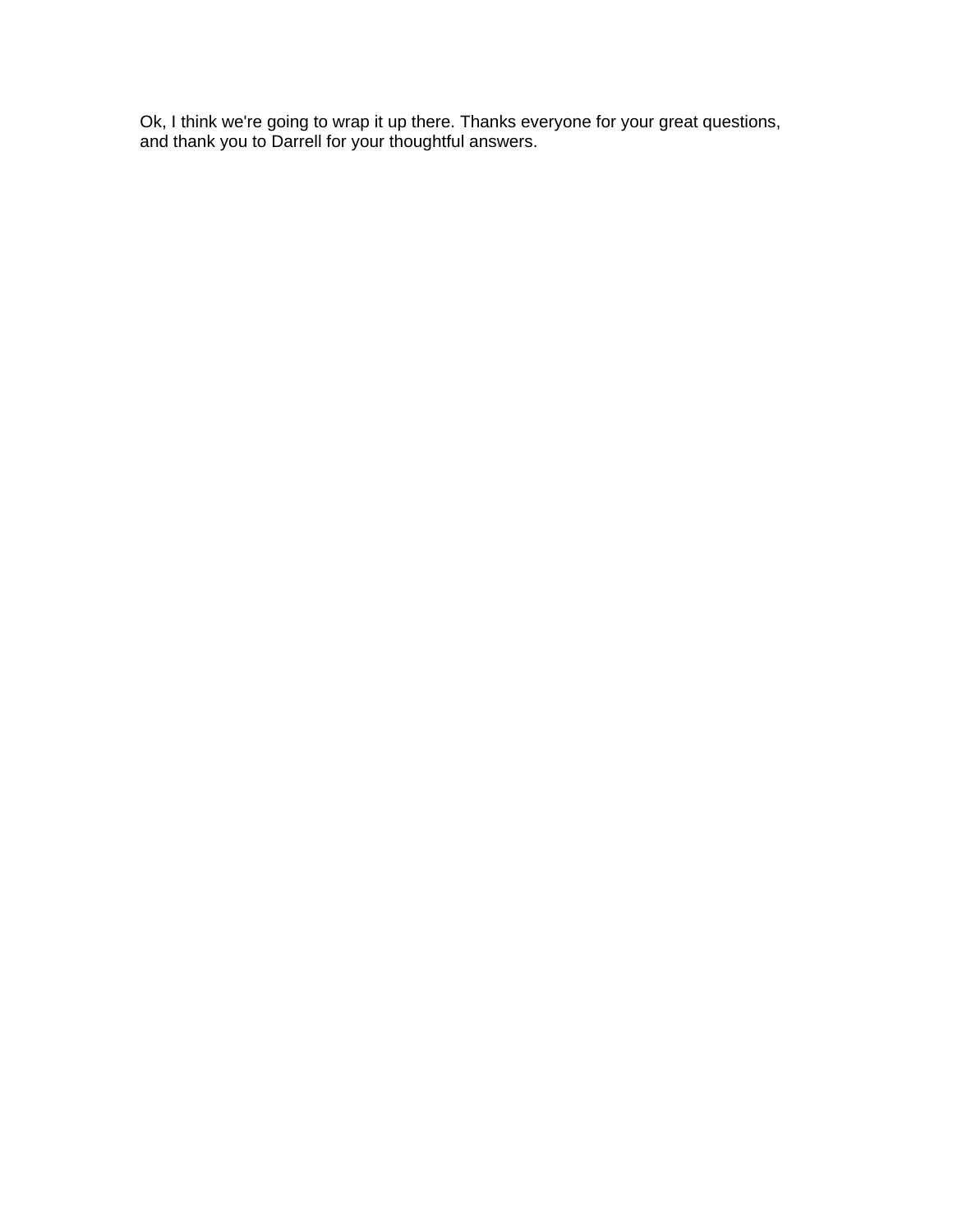Ok, I think we're going to wrap it up there. Thanks everyone for your great questions, and thank you to Darrell for your thoughtful answers.